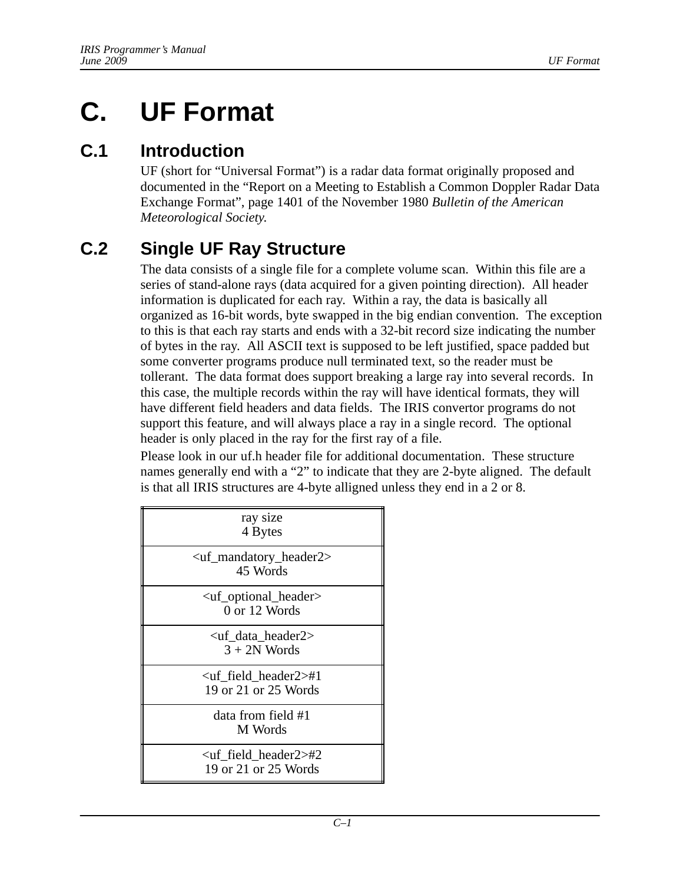# C. UF Format

## C.1 Introduction

UF (short for "Universal Format") is a radar data format originally proposed and documented in the "Report on a Meeting to Establish a Common Doppler Radar Data Exchange Format", page 1401 of the November 1980 *Bulletin of the American Meteorological Society.*

## C.2 Single UF Ray Structure

The data consists of a single file for a complete volume scan. Within this file are a series of stand-alone rays (data acquired for a given pointing direction). All header information is duplicated for each ray. Within a ray, the data is basically all organized as 16-bit words, byte swapped in the big endian convention. The exception to this is that each ray starts and ends with a 32-bit record size indicating the number of bytes in the ray. All ASCII text is supposed to be left justified, space padded but some converter programs produce null terminated text, so the reader must be tollerant. The data format does support breaking a large ray into several records. In this case, the multiple records within the ray will have identical formats, they will have different field headers and data fields. The IRIS convertor programs do not support this feature, and will always place a ray in a single record. The optional header is only placed in the ray for the first ray of a file.

Please look in our uf.h header file for additional documentation. These structure names generally end with a "2" to indicate that they are 2-byte aligned. The default is that all IRIS structures are 4-byte alligned unless they end in a 2 or 8.

| |
|---|
| ray size<br>4 Bytes |
| <uf_mandatory_header2><br>45 Words |
| <uf_optional_header><br>0 or 12 Words |
| <uf_data_header2><br>3 + 2N Words |
| <uf_field_header2>#1<br>19 or 21 or 25 Words |
| data from field #1<br>M Words |
| <uf_field_header2>#2<br>19 or 21 or 25 Words |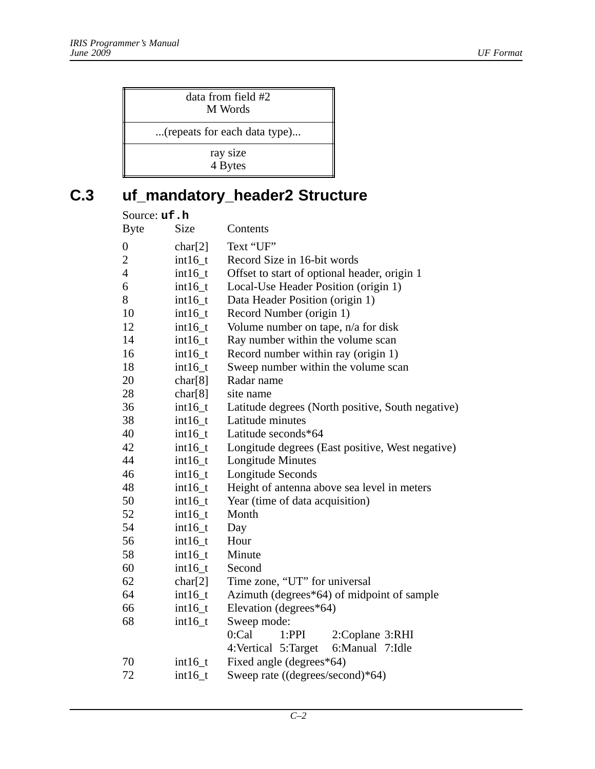| data from field #2 M Words |
|---|
| ...(repeats for each data type)... |
| ray size 4 Bytes |

## C.3 uf_mandatory_header2 Structure

Source: **uf.h**

| Byte | Size | Contents |
|---|---|---|
| 0 | char[2] | Text “UF” |
| 2 | int16_t | Record Size in 16-bit words |
| 4 | int16_t | Offset to start of optional header, origin 1 |
| 6 | int16_t | Local-Use Header Position (origin 1) |
| 8 | int16_t | Data Header Position (origin 1) |
| 10 | int16_t | Record Number (origin 1) |
| 12 | int16_t | Volume number on tape, n/a for disk |
| 14 | int16_t | Ray number within the volume scan |
| 16 | int16_t | Record number within ray (origin 1) |
| 18 | int16_t | Sweep number within the volume scan |
| 20 | char[8] | Radar name |
| 28 | char[8] | site name |
| 36 | int16_t | Latitude degrees (North positive, South negative) |
| 38 | int16_t | Latitude minutes |
| 40 | int16_t | Latitude seconds*64 |
| 42 | int16_t | Longitude degrees (East positive, West negative) |
| 44 | int16_t | Longitude Minutes |
| 46 | int16_t | Longitude Seconds |
| 48 | int16_t | Height of antenna above sea level in meters |
| 50 | int16_t | Year (time of data acquisition) |
| 52 | int16_t | Month |
| 54 | int16_t | Day |
| 56 | int16_t | Hour |
| 58 | int16_t | Minute |
| 60 | int16_t | Second |
| 62 | char[2] | Time zone, “UT” for universal |
| 64 | int16_t | Azimuth (degrees*64) of midpoint of sample |
| 66 | int16_t | Elevation (degrees*64) |
| 68 | int16_t | Sweep mode: 0:Cal 1:PPI 2:Coplane 3:RHI 4:Vertical 5:Target 6:Manual 7:Idle |
| 70 | int16_t | Fixed angle (degrees*64) |
| 72 | int16_t | Sweep rate ((degrees/second)*64) |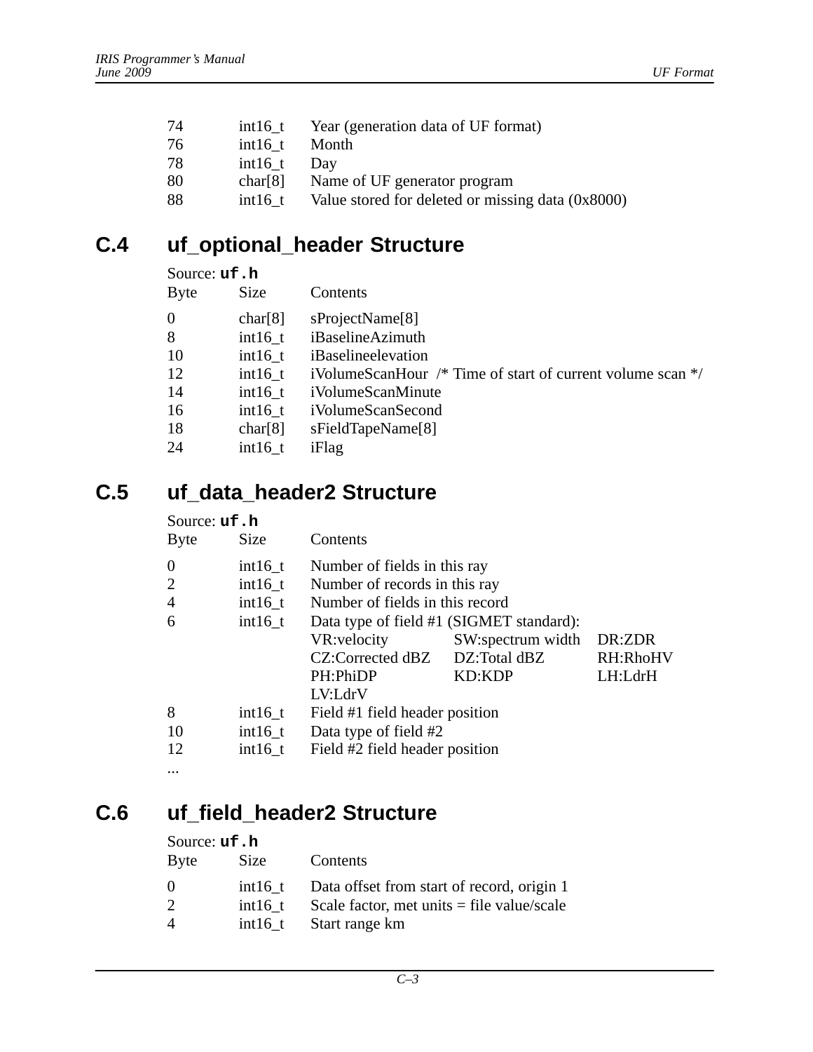| Byte | Size | Contents |
| --- | --- | --- |
| 74 | int16_t | Year (generation data of UF format) |
| 76 | int16_t | Month |
| 78 | int16_t | Day |
| 80 | char[8] | Name of UF generator program |
| 88 | int16_t | Value stored for deleted or missing data (0x8000) |

## C.4 uf_optional_header Structure

Source: **uf.h**

| Byte | Size | Contents |
| --- | --- | --- |
| 0 | char[8] | sProjectName[8] |
| 8 | int16_t | iBaselineAzimuth |
| 10 | int16_t | iBaselineelevation |
| 12 | int16_t | iVolumeScanHour /* Time of start of current volume scan */ |
| 14 | int16_t | iVolumeScanMinute |
| 16 | int16_t | iVolumeScanSecond |
| 18 | char[8] | sFieldTapeName[8] |
| 24 | int16_t | iFlag |

## C.5 uf_data_header2 Structure

Source: **uf.h**

| Byte | Size | Contents | | |
| --- | --- | --- | --- | --- |
| 0 | int16_t | Number of fields in this ray | | |
| 2 | int16_t | Number of records in this ray | | |
| 4 | int16_t | Number of fields in this record | | |
| 6 | int16_t | Data type of field #1 (SIGMET standard): | | |
| | | VR:velocity | SW:spectrum width | DR:ZDR |
| | | CZ:Corrected dBZ | DZ:Total dBZ | RH:RhoHV |
| | | PH:PhiDP | KD:KDP | LH:LdrH |
| | | LV:LdrV | | |
| 8 | int16_t | Field #1 field header position | | |
| 10 | int16_t | Data type of field #2 | | |
| 12 | int16_t | Field #2 field header position | | |
| ... | | | | |

## C.6 uf_field_header2 Structure

Source: **uf.h**

| Byte | Size | Contents |
| --- | --- | --- |
| 0 | int16_t | Data offset from start of record, origin 1 |
| 2 | int16_t | Scale factor, met units = file value/scale |
| 4 | int16_t | Start range km |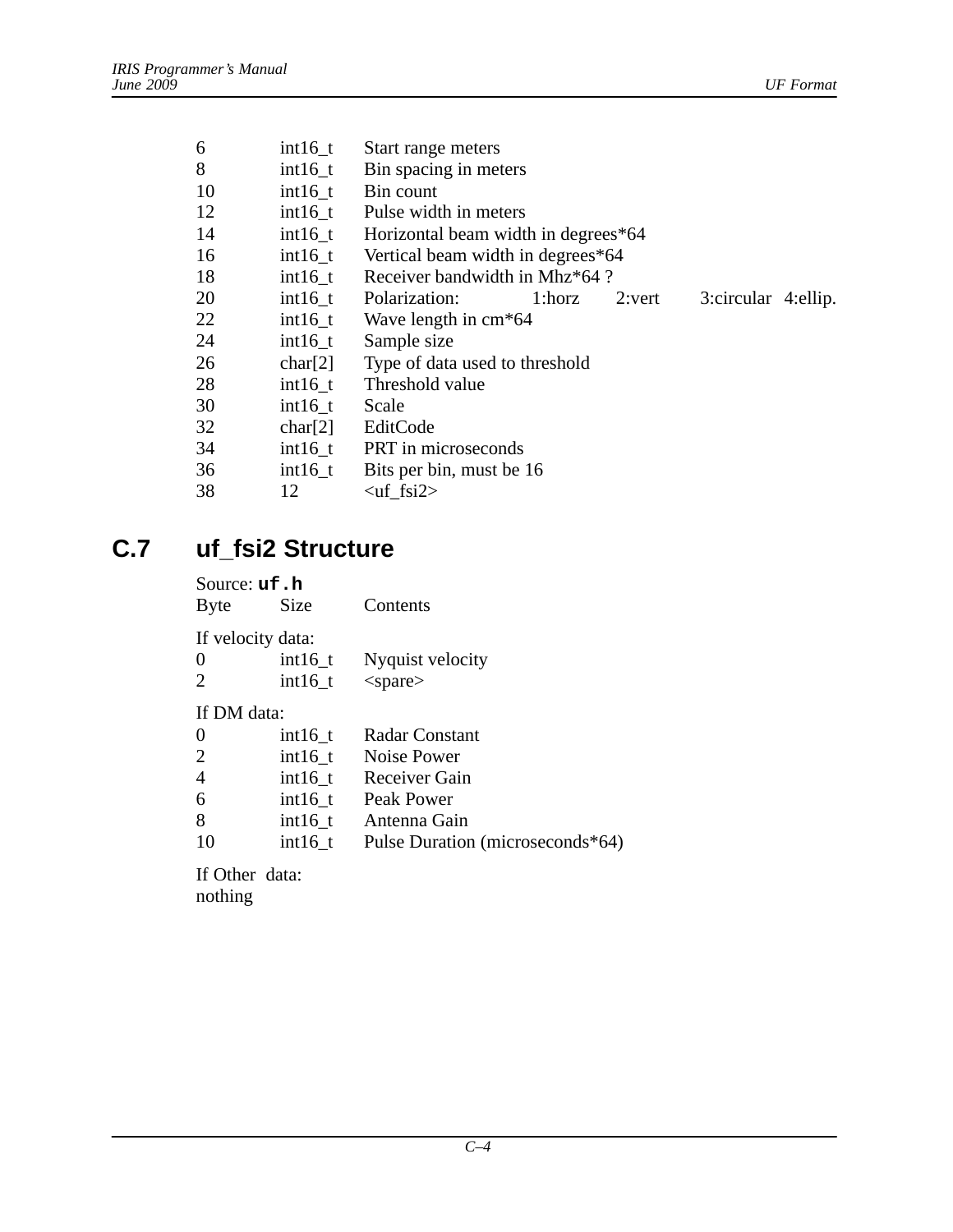| | | |
|---|---|---|
| 6 | int16_t | Start range meters |
| 8 | int16_t | Bin spacing in meters |
| 10 | int16_t | Bin count |
| 12 | int16_t | Pulse width in meters |
| 14 | int16_t | Horizontal beam width in degrees*64 |
| 16 | int16_t | Vertical beam width in degrees*64 |
| 18 | int16_t | Receiver bandwidth in Mhz*64 ? |
| 20 | int16_t | Polarization: 1:horz 2:vert 3:circular 4:ellip. |
| 22 | int16_t | Wave length in cm*64 |
| 24 | int16_t | Sample size |
| 26 | char[2] | Type of data used to threshold |
| 28 | int16_t | Threshold value |
| 30 | int16_t | Scale |
| 32 | char[2] | EditCode |
| 34 | int16_t | PRT in microseconds |
| 36 | int16_t | Bits per bin, must be 16 |
| 38 | 12 | <uf_fsi2> |

## C.7 uf_fsi2 Structure

Source: **uf.h**

| Byte | Size | Contents |
|---|---|---|
| If velocity data: | | |
| 0 | int16_t | Nyquist velocity |
| 2 | int16_t | <spare> |
| If DM data: | | |
| 0 | int16_t | Radar Constant |
| 2 | int16_t | Noise Power |
| 4 | int16_t | Receiver Gain |
| 6 | int16_t | Peak Power |
| 8 | int16_t | Antenna Gain |
| 10 | int16_t | Pulse Duration (microseconds*64) |

If Other data:
nothing